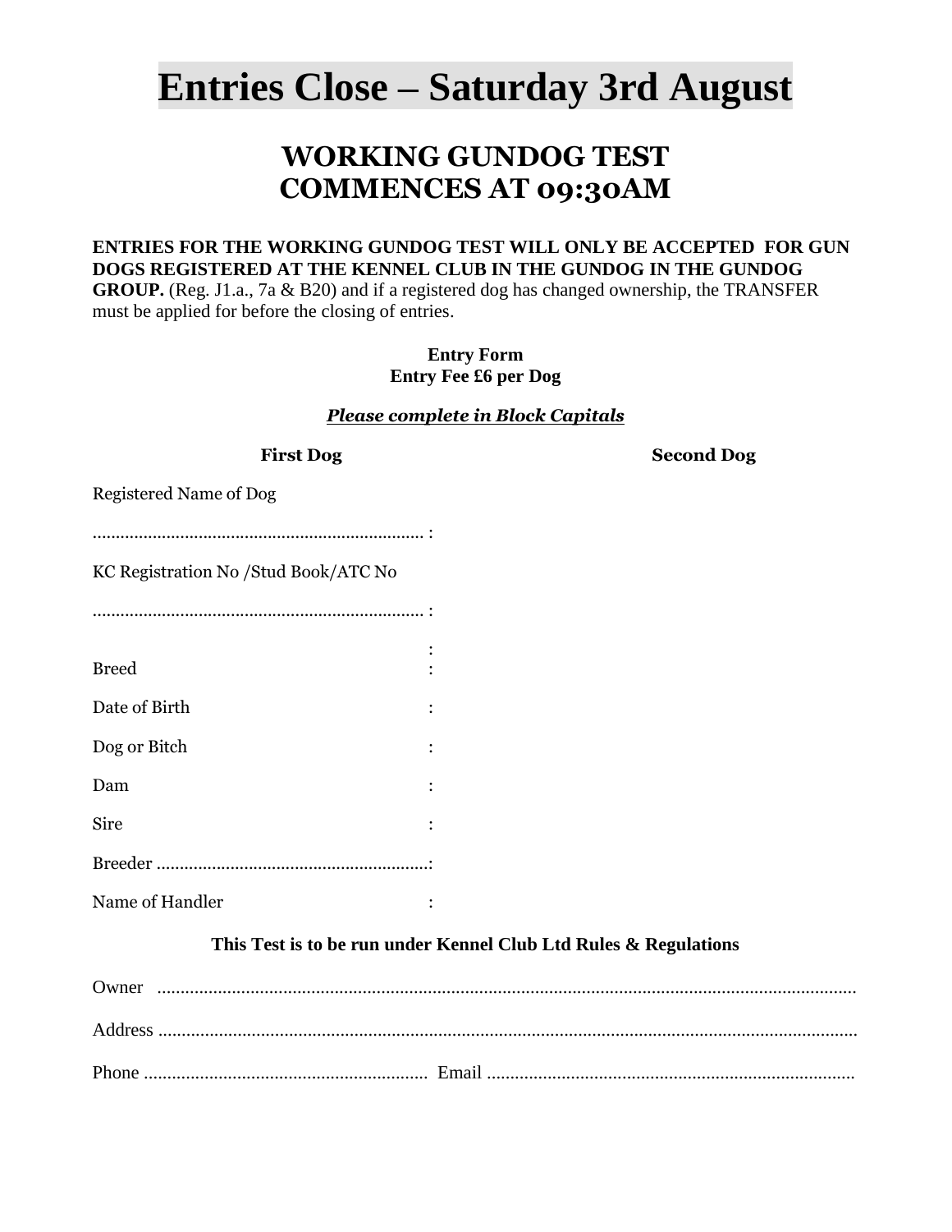# Entries Close – Saturday 3rd August

## WORKING GUNDOG TEST COMMENCES AT 09:30AM

**ENTRIES FOR THE WORKING GUNDOG TEST WILL ONLY BE ACCEPTED FOR GUN DOGS REGISTERED AT THE KENNEL CLUB IN THE GUNDOG IN THE GUNDOG GROUP.** (Reg. J1.a., 7a & B20) and if a registered dog has changed ownership, the TRANSFER must be applied for before the closing of entries.

**Entry Form**
**Entry Fee £6 per Dog**

***Please complete in Block Capitals***

| **First Dog** | | **Second Dog** |
|---|---|---|
| Registered Name of Dog | | |
| ........................................................................ | : | |
| KC Registration No /Stud Book/ATC No | | |
| ........................................................................ | : | |
| | : | |
| Breed | : | |
| Date of Birth | : | |
| Dog or Bitch | : | |
| Dam | : | |
| Sire | : | |
| Breeder ........................................................... | : | |
| Name of Handler | : | |

**This Test is to be run under Kennel Club Ltd Rules & Regulations**

Owner ......................................................................................................................................

Address ......................................................................................................................................

Phone ............................................................ Email ..............................................................................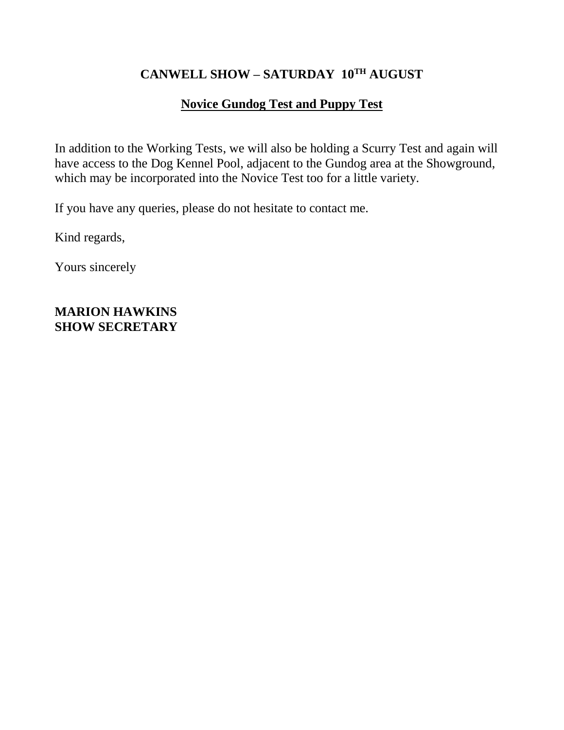**CANWELL SHOW – SATURDAY 10TH AUGUST**

**Novice Gundog Test and Puppy Test**

In addition to the Working Tests, we will also be holding a Scurry Test and again will have access to the Dog Kennel Pool, adjacent to the Gundog area at the Showground, which may be incorporated into the Novice Test too for a little variety.

If you have any queries, please do not hesitate to contact me.

Kind regards,

Yours sincerely

**MARION HAWKINS**
**SHOW SECRETARY**